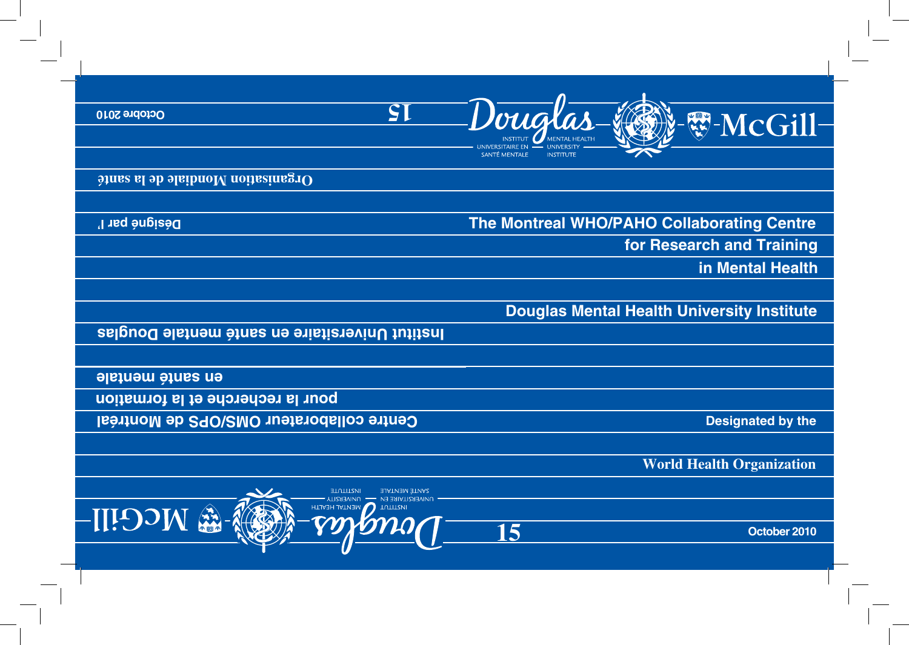Douglas — Institut universitaire en santé mentale / Mental Health University Institute — McGill

# The Montreal WHO/PAHO Collaborating Centre for Research and Training in Mental Health

## Douglas Mental Health University Institute

Designated by the

**World Health Organization**

15

October 2010

---

# Centre collaborateur OMS/OPS de Montréal pour la recherche et la formation en santé mentale

## Institut Universitaire en santé mentale Douglas

Désigné par l'

**Organisation Mondiale de la santé**

15

Octobre 2010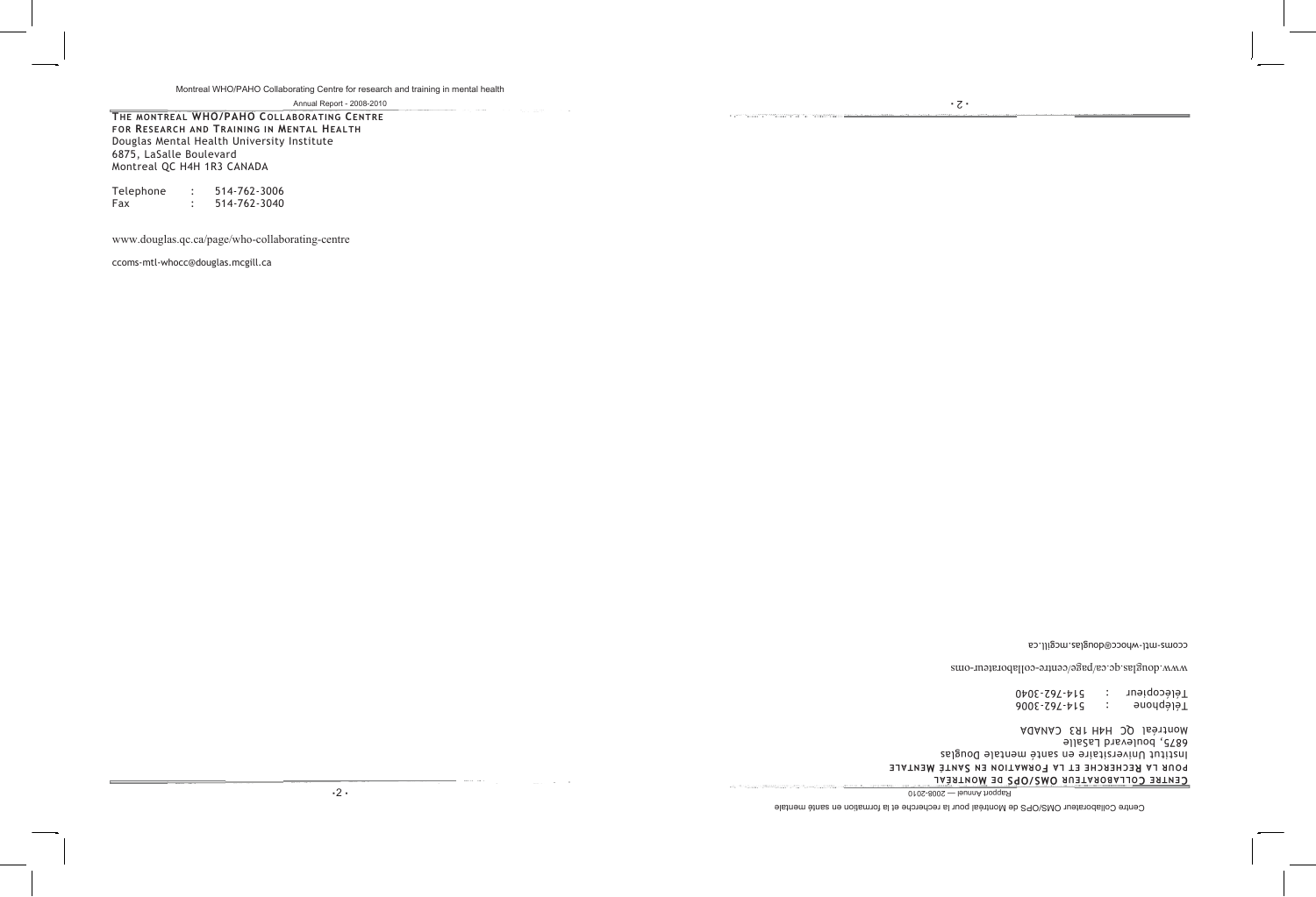**THE MONTREAL WHO/PAHO COLLABORATING CENTRE FOR RESEARCH AND TRAINING IN MENTAL HEALTH**

Douglas Mental Health University Institute
6875, LaSalle Boulevard
Montreal QC H4H 1R3 CANADA

Telephone : 514-762-3006
Fax : 514-762-3040

www.douglas.qc.ca/page/who-collaborating-centre

ccoms-mtl-whocc@douglas.mcgill.ca

**CENTRE COLLABORATEUR OMS/OPS DE MONTRÉAL POUR LA RECHERCHE ET LA FORMATION EN SANTÉ MENTALE**

Institut Universitaire en santé mentale Douglas
6875, boulevard LaSalle
Montréal QC H4H 1R3 CANADA

Téléphone : 514-762-3006
Télécopieur : 514-762-3040

www.douglas.qc.ca/page/centre-collaborateur-oms

ccoms-mtl-whocc@douglas.mcgill.ca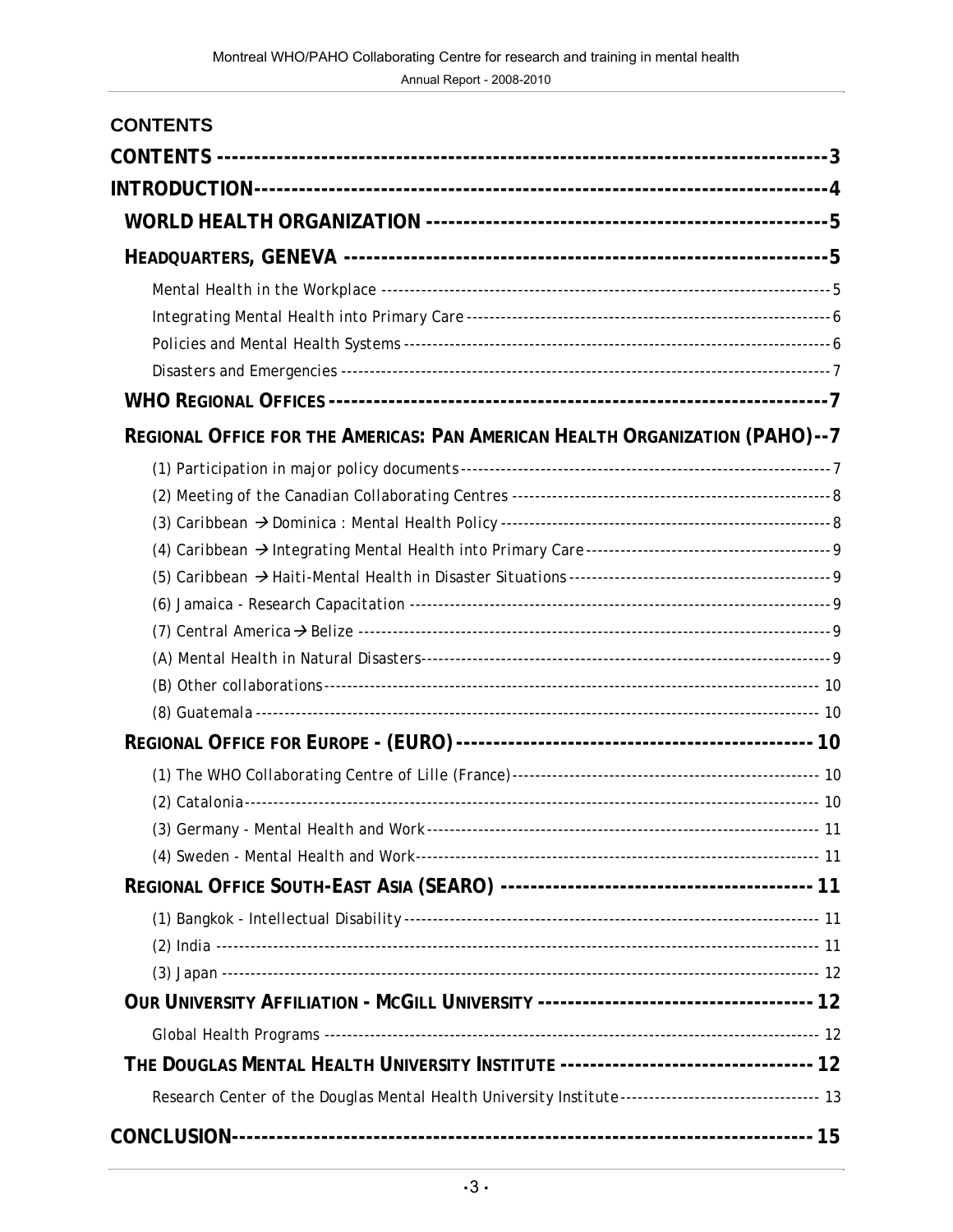# CONTENTS

- CONTENTS ---------- 3
- INTRODUCTION ---------- 4
  - WORLD HEALTH ORGANIZATION ---------- 5
  - HEADQUARTERS, GENEVA ---------- 5
    - Mental Health in the Workplace ---------- 5
    - Integrating Mental Health into Primary Care ---------- 6
    - Policies and Mental Health Systems ---------- 6
    - Disasters and Emergencies ---------- 7
  - WHO REGIONAL OFFICES ---------- 7
  - REGIONAL OFFICE FOR THE AMERICAS: PAN AMERICAN HEALTH ORGANIZATION (PAHO) ---------- 7
    - (1) Participation in major policy documents ---------- 7
    - (2) Meeting of the Canadian Collaborating Centres ---------- 8
    - (3) Caribbean → Dominica : Mental Health Policy ---------- 8
    - (4) Caribbean → Integrating Mental Health into Primary Care ---------- 9
    - (5) Caribbean → Haiti-Mental Health in Disaster Situations ---------- 9
    - (6) Jamaica - Research Capacitation ---------- 9
    - (7) Central America → Belize ---------- 9
    - (A) Mental Health in Natural Disasters ---------- 9
    - (B) Other collaborations ---------- 10
    - (8) Guatemala ---------- 10
  - REGIONAL OFFICE FOR EUROPE - (EURO) ---------- 10
    - (1) The WHO Collaborating Centre of Lille (France) ---------- 10
    - (2) Catalonia ---------- 10
    - (3) Germany - Mental Health and Work ---------- 11
    - (4) Sweden - Mental Health and Work ---------- 11
  - REGIONAL OFFICE SOUTH-EAST ASIA (SEARO) ---------- 11
    - (1) Bangkok - Intellectual Disability ---------- 11
    - (2) India ---------- 11
    - (3) Japan ---------- 12
  - OUR UNIVERSITY AFFILIATION - MCGILL UNIVERSITY ---------- 12
    - Global Health Programs ---------- 12
  - THE DOUGLAS MENTAL HEALTH UNIVERSITY INSTITUTE ---------- 12
    - Research Center of the Douglas Mental Health University Institute ---------- 13
- CONCLUSION ---------- 15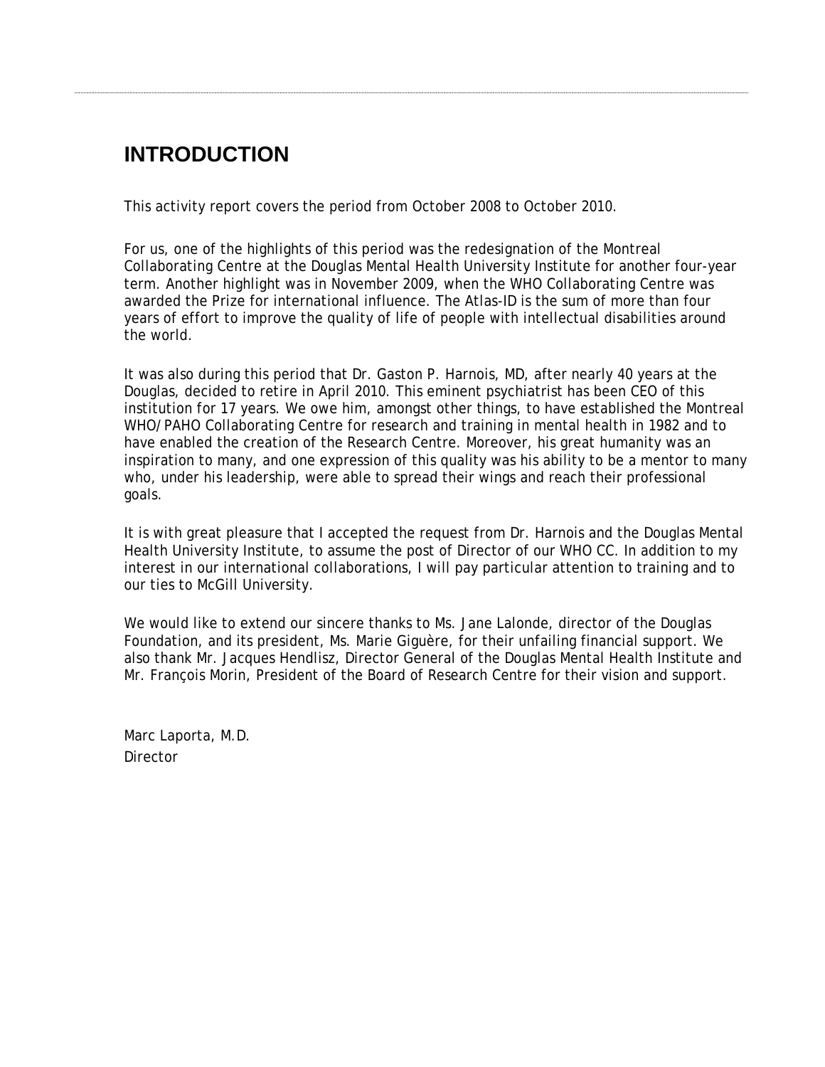# INTRODUCTION

This activity report covers the period from October 2008 to October 2010.

For us, one of the highlights of this period was the redesignation of the Montreal Collaborating Centre at the Douglas Mental Health University Institute for another four-year term. Another highlight was in November 2009, when the WHO Collaborating Centre was awarded the Prize for international influence. The Atlas-ID is the sum of more than four years of effort to improve the quality of life of people with intellectual disabilities around the world.

It was also during this period that Dr. Gaston P. Harnois, MD, after nearly 40 years at the Douglas, decided to retire in April 2010. This eminent psychiatrist has been CEO of this institution for 17 years. We owe him, amongst other things, to have established the Montreal WHO/PAHO Collaborating Centre for research and training in mental health in 1982 and to have enabled the creation of the Research Centre. Moreover, his great humanity was an inspiration to many, and one expression of this quality was his ability to be a mentor to many who, under his leadership, were able to spread their wings and reach their professional goals.

It is with great pleasure that I accepted the request from Dr. Harnois and the Douglas Mental Health University Institute, to assume the post of Director of our WHO CC. In addition to my interest in our international collaborations, I will pay particular attention to training and to our ties to McGill University.

We would like to extend our sincere thanks to Ms. Jane Lalonde, director of the Douglas Foundation, and its president, Ms. Marie Giguère, for their unfailing financial support. We also thank Mr. Jacques Hendlisz, Director General of the Douglas Mental Health Institute and Mr. François Morin, President of the Board of Research Centre for their vision and support.

Marc Laporta, M.D.
Director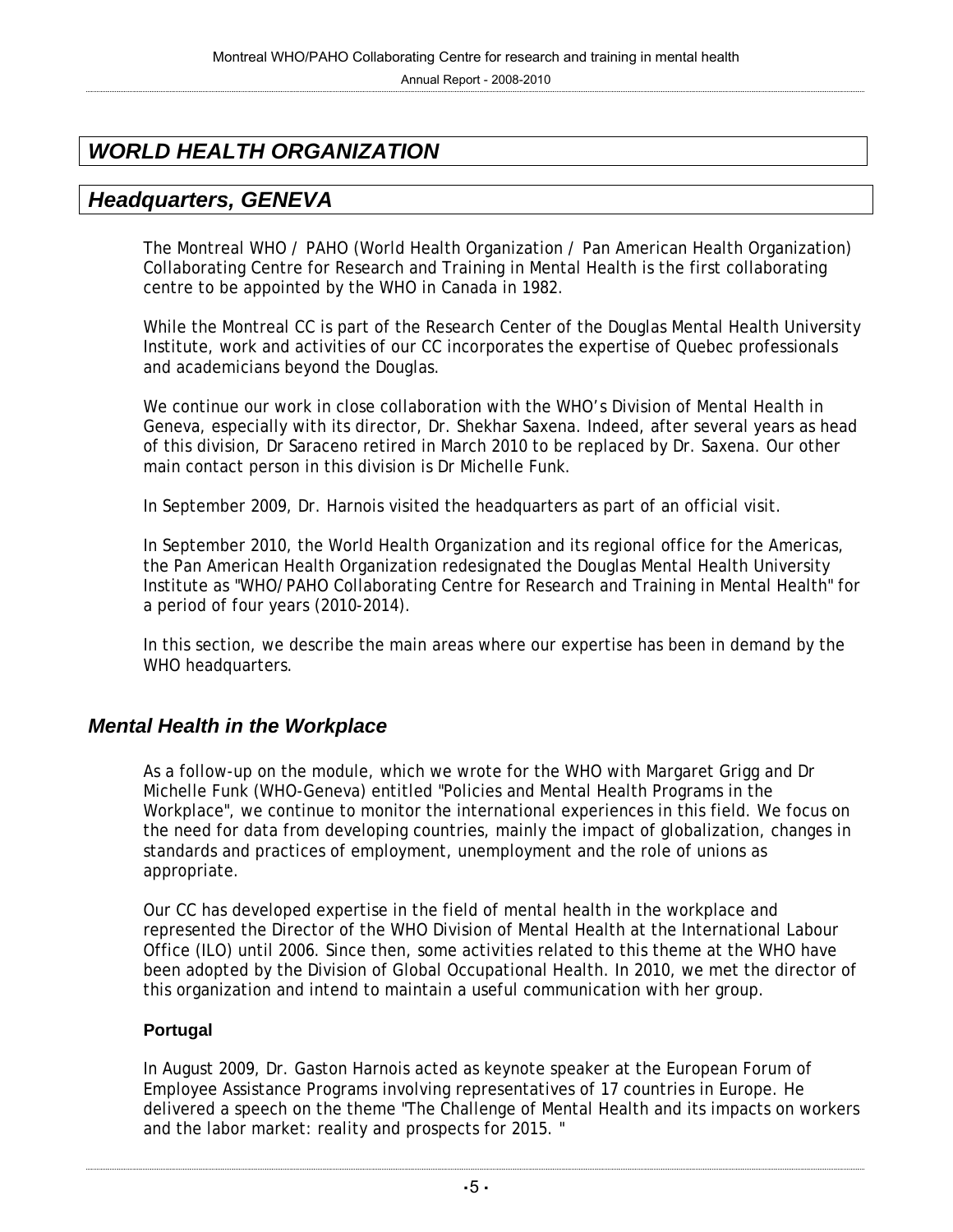# *WORLD HEALTH ORGANIZATION*

## *Headquarters, GENEVA*

The Montreal WHO / PAHO (World Health Organization / Pan American Health Organization) Collaborating Centre for Research and Training in Mental Health is the first collaborating centre to be appointed by the WHO in Canada in 1982.

While the Montreal CC is part of the Research Center of the Douglas Mental Health University Institute, work and activities of our CC incorporates the expertise of Quebec professionals and academicians beyond the Douglas.

We continue our work in close collaboration with the WHO's Division of Mental Health in Geneva, especially with its director, Dr. Shekhar Saxena. Indeed, after several years as head of this division, Dr Saraceno retired in March 2010 to be replaced by Dr. Saxena. Our other main contact person in this division is Dr Michelle Funk.

In September 2009, Dr. Harnois visited the headquarters as part of an official visit.

In September 2010, the World Health Organization and its regional office for the Americas, the Pan American Health Organization redesignated the Douglas Mental Health University Institute as "WHO/PAHO Collaborating Centre for Research and Training in Mental Health" for a period of four years (2010-2014).

In this section, we describe the main areas where our expertise has been in demand by the WHO headquarters.

### *Mental Health in the Workplace*

As a follow-up on the module, which we wrote for the WHO with Margaret Grigg and Dr Michelle Funk (WHO-Geneva) entitled "Policies and Mental Health Programs in the Workplace", we continue to monitor the international experiences in this field. We focus on the need for data from developing countries, mainly the impact of globalization, changes in standards and practices of employment, unemployment and the role of unions as appropriate.

Our CC has developed expertise in the field of mental health in the workplace and represented the Director of the WHO Division of Mental Health at the International Labour Office (ILO) until 2006. Since then, some activities related to this theme at the WHO have been adopted by the Division of Global Occupational Health. In 2010, we met the director of this organization and intend to maintain a useful communication with her group.

#### **Portugal**

In August 2009, Dr. Gaston Harnois acted as keynote speaker at the European Forum of Employee Assistance Programs involving representatives of 17 countries in Europe. He delivered a speech on the theme "The Challenge of Mental Health and its impacts on workers and the labor market: reality and prospects for 2015. "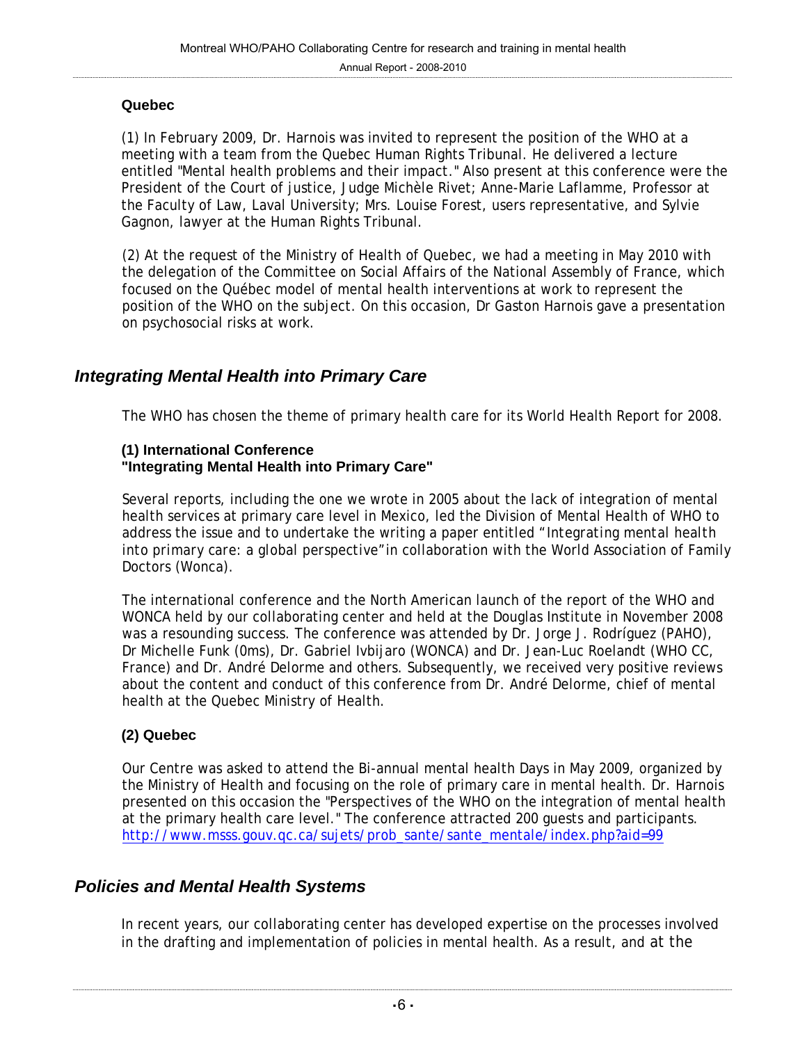**Quebec**

(1) In February 2009, Dr. Harnois was invited to represent the position of the WHO at a meeting with a team from the Quebec Human Rights Tribunal. He delivered a lecture entitled "Mental health problems and their impact." Also present at this conference were the President of the Court of justice, Judge Michèle Rivet; Anne-Marie Laflamme, Professor at the Faculty of Law, Laval University; Mrs. Louise Forest, users representative, and Sylvie Gagnon, lawyer at the Human Rights Tribunal.

(2) At the request of the Ministry of Health of Quebec, we had a meeting in May 2010 with the delegation of the Committee on Social Affairs of the National Assembly of France, which focused on the Québec model of mental health interventions at work to represent the position of the WHO on the subject. On this occasion, Dr Gaston Harnois gave a presentation on psychosocial risks at work.

## *Integrating Mental Health into Primary Care*

The WHO has chosen the theme of primary health care for its World Health Report for 2008.

**(1) International Conference**
**"Integrating Mental Health into Primary Care"**

Several reports, including the one we wrote in 2005 about the lack of integration of mental health services at primary care level in Mexico, led the Division of Mental Health of WHO to address the issue and to undertake the writing a paper entitled "*Integrating mental health into primary care: a global perspective*" in collaboration with the World Association of Family Doctors (Wonca).

The international conference and the North American launch of the report of the WHO and WONCA held by our collaborating center and held at the Douglas Institute in November 2008 was a resounding success. The conference was attended by Dr. Jorge J. Rodríguez (PAHO), Dr Michelle Funk (Oms), Dr. Gabriel Ivbijaro (WONCA) and Dr. Jean-Luc Roelandt (WHO CC, France) and Dr. André Delorme and others. Subsequently, we received very positive reviews about the content and conduct of this conference from Dr. André Delorme, chief of mental health at the Quebec Ministry of Health.

**(2) Quebec**

Our Centre was asked to attend the Bi-annual mental health Days in May 2009, organized by the Ministry of Health and focusing on the role of primary care in mental health. Dr. Harnois presented on this occasion the "Perspectives of the WHO on the integration of mental health at the primary health care level." The conference attracted 200 guests and participants. http://www.msss.gouv.qc.ca/sujets/prob_sante/sante_mentale/index.php?aid=99

## *Policies and Mental Health Systems*

In recent years, our collaborating center has developed expertise on the processes involved in the drafting and implementation of policies in mental health. As a result, and at the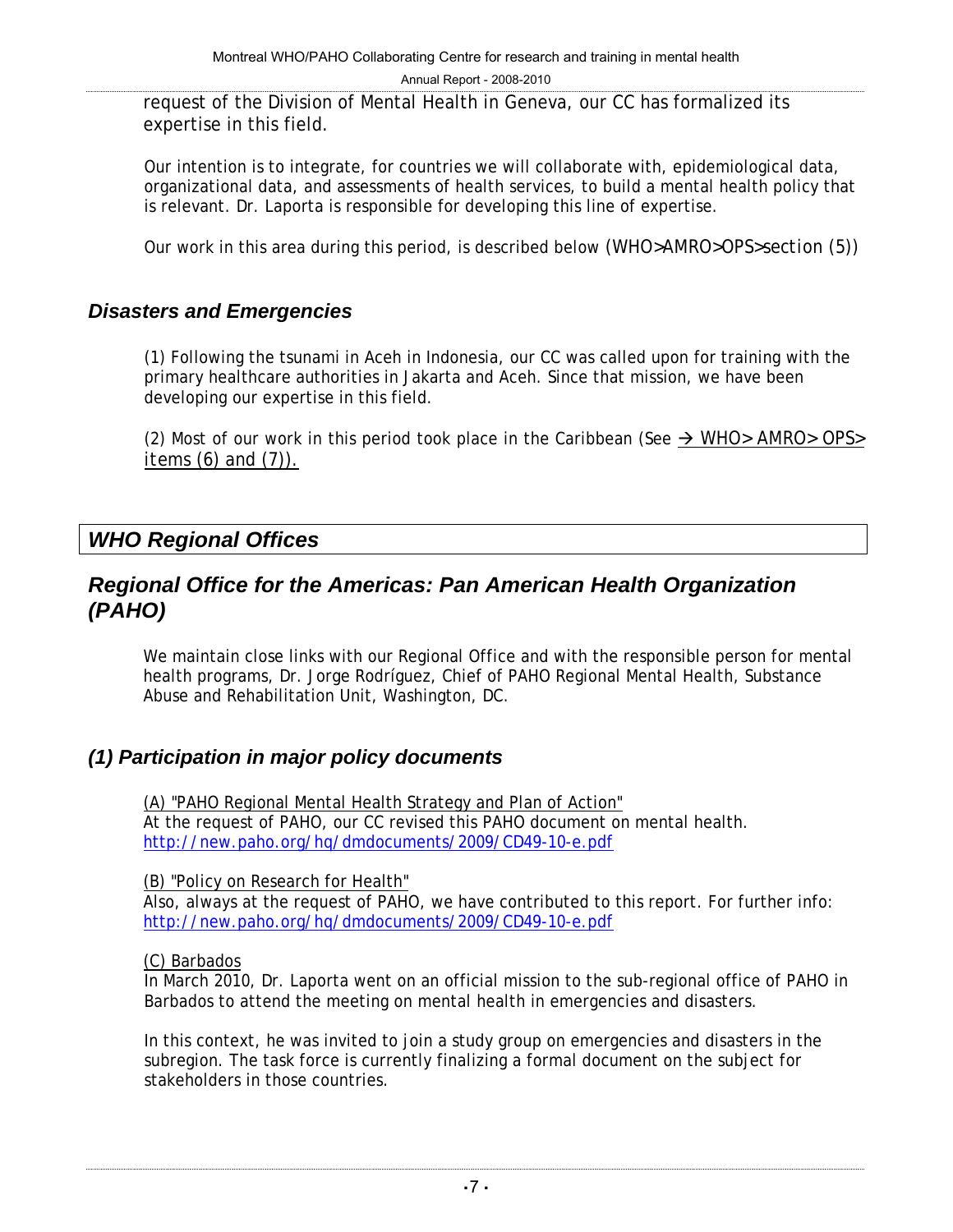request of the Division of Mental Health in Geneva, our CC has formalized its expertise in this field.

Our intention is to integrate, for countries we will collaborate with, epidemiological data, organizational data, and assessments of health services, to build a mental health policy that is relevant. Dr. Laporta is responsible for developing this line of expertise.

Our work in this area during this period, is described below (WHO>AMRO>OPS>section (5))

## *Disasters and Emergencies*

(1) Following the tsunami in Aceh in Indonesia, our CC was called upon for training with the primary healthcare authorities in Jakarta and Aceh. Since that mission, we have been developing our expertise in this field.

(2) Most of our work in this period took place in the Caribbean (See → WHO> AMRO> OPS> items (6) and (7)).

# *WHO Regional Offices*

## *Regional Office for the Americas: Pan American Health Organization (PAHO)*

We maintain close links with our Regional Office and with the responsible person for mental health programs, Dr. Jorge Rodríguez, Chief of PAHO Regional Mental Health, Substance Abuse and Rehabilitation Unit, Washington, DC.

### *(1) Participation in major policy documents*

(A) "PAHO Regional Mental Health Strategy and Plan of Action"
At the request of PAHO, our CC revised this PAHO document on mental health.
http://new.paho.org/hq/dmdocuments/2009/CD49-10-e.pdf

(B) "Policy on Research for Health"
Also, always at the request of PAHO, we have contributed to this report. For further info:
http://new.paho.org/hq/dmdocuments/2009/CD49-10-e.pdf

(C) Barbados
In March 2010, Dr. Laporta went on an official mission to the sub-regional office of PAHO in Barbados to attend the meeting on mental health in emergencies and disasters.

In this context, he was invited to join a study group on emergencies and disasters in the subregion. The task force is currently finalizing a formal document on the subject for stakeholders in those countries.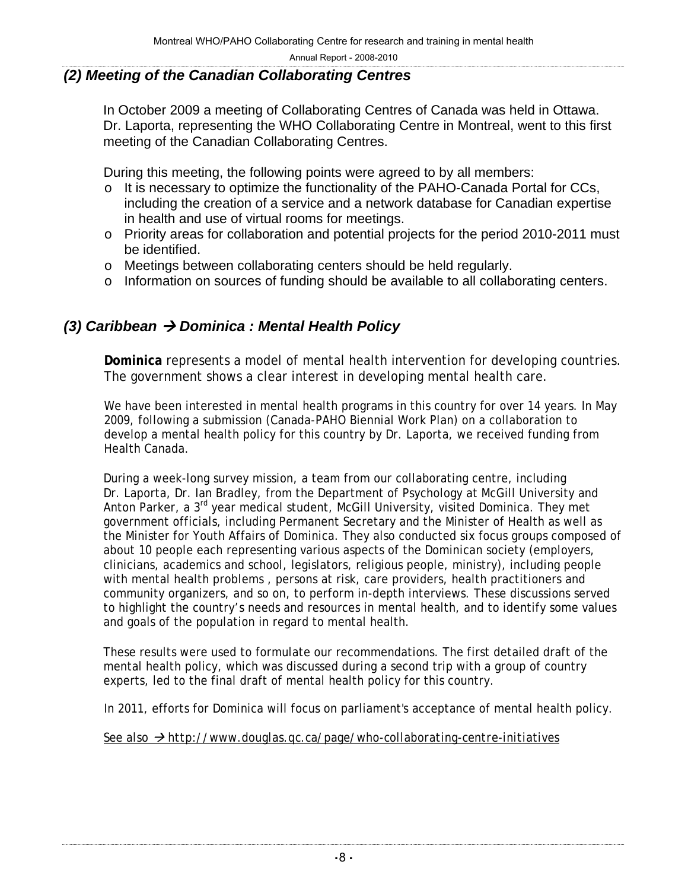### *(2) Meeting of the Canadian Collaborating Centres*

In October 2009 a meeting of Collaborating Centres of Canada was held in Ottawa. Dr. Laporta, representing the WHO Collaborating Centre in Montreal, went to this first meeting of the Canadian Collaborating Centres.

During this meeting, the following points were agreed to by all members:

- It is necessary to optimize the functionality of the PAHO-Canada Portal for CCs, including the creation of a service and a network database for Canadian expertise in health and use of virtual rooms for meetings.
- Priority areas for collaboration and potential projects for the period 2010-2011 must be identified.
- Meetings between collaborating centers should be held regularly.
- Information on sources of funding should be available to all collaborating centers.

### *(3) Caribbean → Dominica : Mental Health Policy*

**Dominica** represents a model of mental health intervention for developing countries. The government shows a clear interest in developing mental health care.

We have been interested in mental health programs in this country for over 14 years. In May 2009, following a submission (Canada-PAHO Biennial Work Plan) on a collaboration to develop a mental health policy for this country by Dr. Laporta, we received funding from Health Canada.

During a week-long survey mission, a team from our collaborating centre, including Dr. Laporta, Dr. Ian Bradley, from the Department of Psychology at McGill University and Anton Parker, a 3rd year medical student, McGill University, visited Dominica. They met government officials, including Permanent Secretary and the Minister of Health as well as the Minister for Youth Affairs of Dominica. They also conducted six focus groups composed of about 10 people each representing various aspects of the Dominican society (employers, clinicians, academics and school, legislators, religious people, ministry), including people with mental health problems , persons at risk, care providers, health practitioners and community organizers, and so on, to perform in-depth interviews. These discussions served to highlight the country's needs and resources in mental health, and to identify some values and goals of the population in regard to mental health.

These results were used to formulate our recommendations. The first detailed draft of the mental health policy, which was discussed during a second trip with a group of country experts, led to the final draft of mental health policy for this country.

In 2011, efforts for Dominica will focus on parliament's acceptance of mental health policy.

See also → http://www.douglas.qc.ca/page/who-collaborating-centre-initiatives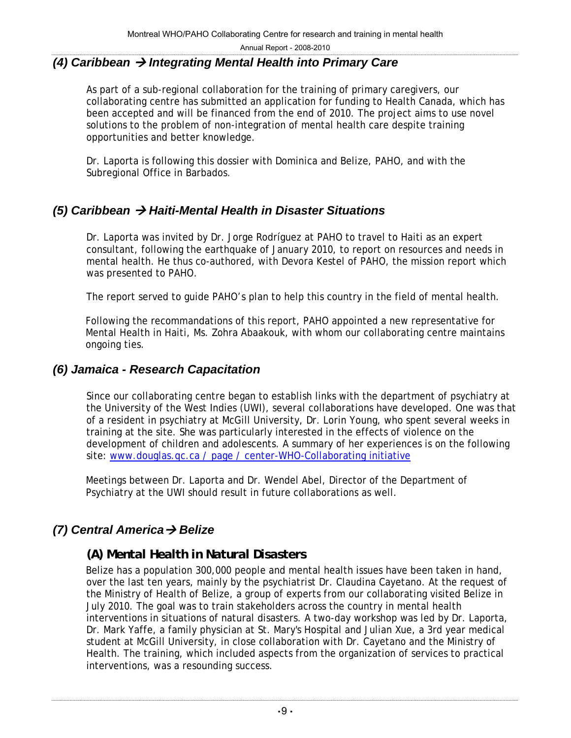### *(4) Caribbean → Integrating Mental Health into Primary Care*

As part of a sub-regional collaboration for the training of primary caregivers, our collaborating centre has submitted an application for funding to Health Canada, which has been accepted and will be financed from the end of 2010. The project aims to use novel solutions to the problem of non-integration of mental health care despite training opportunities and better knowledge.

Dr. Laporta is following this dossier with Dominica and Belize, PAHO, and with the Subregional Office in Barbados.

### *(5) Caribbean → Haiti-Mental Health in Disaster Situations*

Dr. Laporta was invited by Dr. Jorge Rodríguez at PAHO to travel to Haiti as an expert consultant, following the earthquake of January 2010, to report on resources and needs in mental health. He thus co-authored, with Devora Kestel of PAHO, the mission report which was presented to PAHO.

The report served to guide PAHO's plan to help this country in the field of mental health.

Following the recommandations of this report, PAHO appointed a new representative for Mental Health in Haiti, Ms. Zohra Abaakouk, with whom our collaborating centre maintains ongoing ties.

### *(6) Jamaica - Research Capacitation*

Since our collaborating centre began to establish links with the department of psychiatry at the University of the West Indies (UWI), several collaborations have developed. One was that of a resident in psychiatry at McGill University, Dr. Lorin Young, who spent several weeks in training at the site. She was particularly interested in the effects of violence on the development of children and adolescents. A summary of her experiences is on the following site: www.douglas.qc.ca / page / center-WHO-Collaborating initiative

Meetings between Dr. Laporta and Dr. Wendel Abel, Director of the Department of Psychiatry at the UWI should result in future collaborations as well.

### *(7) Central America → Belize*

#### (A) Mental Health in Natural Disasters

Belize has a population 300,000 people and mental health issues have been taken in hand, over the last ten years, mainly by the psychiatrist Dr. Claudina Cayetano. At the request of the Ministry of Health of Belize, a group of experts from our collaborating visited Belize in July 2010. The goal was to train stakeholders across the country in mental health interventions in situations of natural disasters. A two-day workshop was led by Dr. Laporta, Dr. Mark Yaffe, a family physician at St. Mary's Hospital and Julian Xue, a 3rd year medical student at McGill University, in close collaboration with Dr. Cayetano and the Ministry of Health. The training, which included aspects from the organization of services to practical interventions, was a resounding success.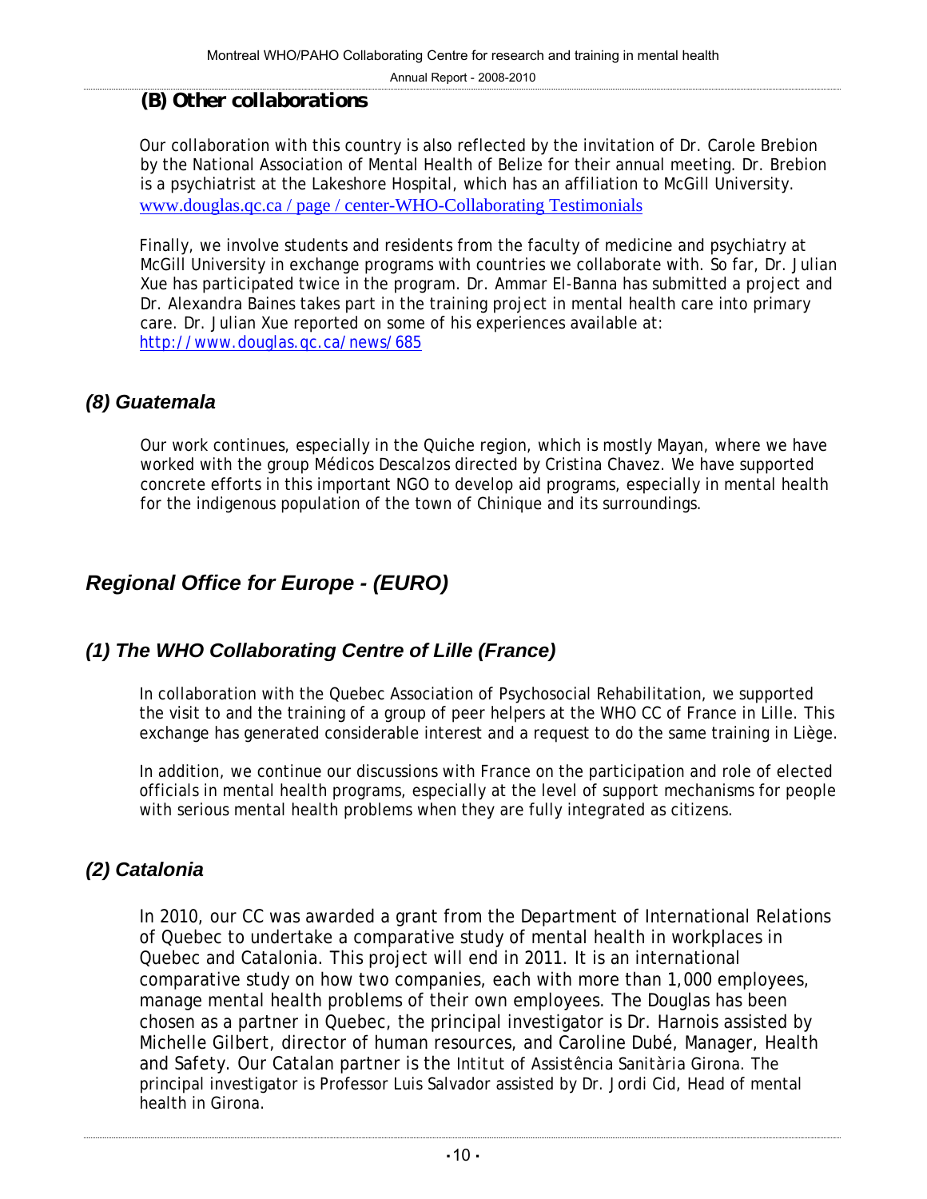### (B) Other collaborations

Our collaboration with this country is also reflected by the invitation of Dr. Carole Brebion by the National Association of Mental Health of Belize for their annual meeting. Dr. Brebion is a psychiatrist at the Lakeshore Hospital, which has an affiliation to McGill University. www.douglas.qc.ca / page / center-WHO-Collaborating Testimonials

Finally, we involve students and residents from the faculty of medicine and psychiatry at McGill University in exchange programs with countries we collaborate with. So far, Dr. Julian Xue has participated twice in the program. Dr. Ammar El-Banna has submitted a project and Dr. Alexandra Baines takes part in the training project in mental health care into primary care. Dr. Julian Xue reported on some of his experiences available at: http://www.douglas.qc.ca/news/685

### *(8) Guatemala*

Our work continues, especially in the Quiche region, which is mostly Mayan, where we have worked with the group Médicos Descalzos directed by Cristina Chavez. We have supported concrete efforts in this important NGO to develop aid programs, especially in mental health for the indigenous population of the town of Chinique and its surroundings.

## *Regional Office for Europe - (EURO)*

### *(1) The WHO Collaborating Centre of Lille (France)*

In collaboration with the Quebec Association of Psychosocial Rehabilitation, we supported the visit to and the training of a group of peer helpers at the WHO CC of France in Lille. This exchange has generated considerable interest and a request to do the same training in Liège.

In addition, we continue our discussions with France on the participation and role of elected officials in mental health programs, especially at the level of support mechanisms for people with serious mental health problems when they are fully integrated as citizens.

### *(2) Catalonia*

In 2010, our CC was awarded a grant from the Department of International Relations of Quebec to undertake a comparative study of mental health in workplaces in Quebec and Catalonia. This project will end in 2011. It is an international comparative study on how two companies, each with more than 1,000 employees, manage mental health problems of their own employees. The Douglas has been chosen as a partner in Quebec, the principal investigator is Dr. Harnois assisted by Michelle Gilbert, director of human resources, and Caroline Dubé, Manager, Health and Safety. Our Catalan partner is the Intitut of Assistência Sanitària Girona. The principal investigator is Professor Luis Salvador assisted by Dr. Jordi Cid, Head of mental health in Girona.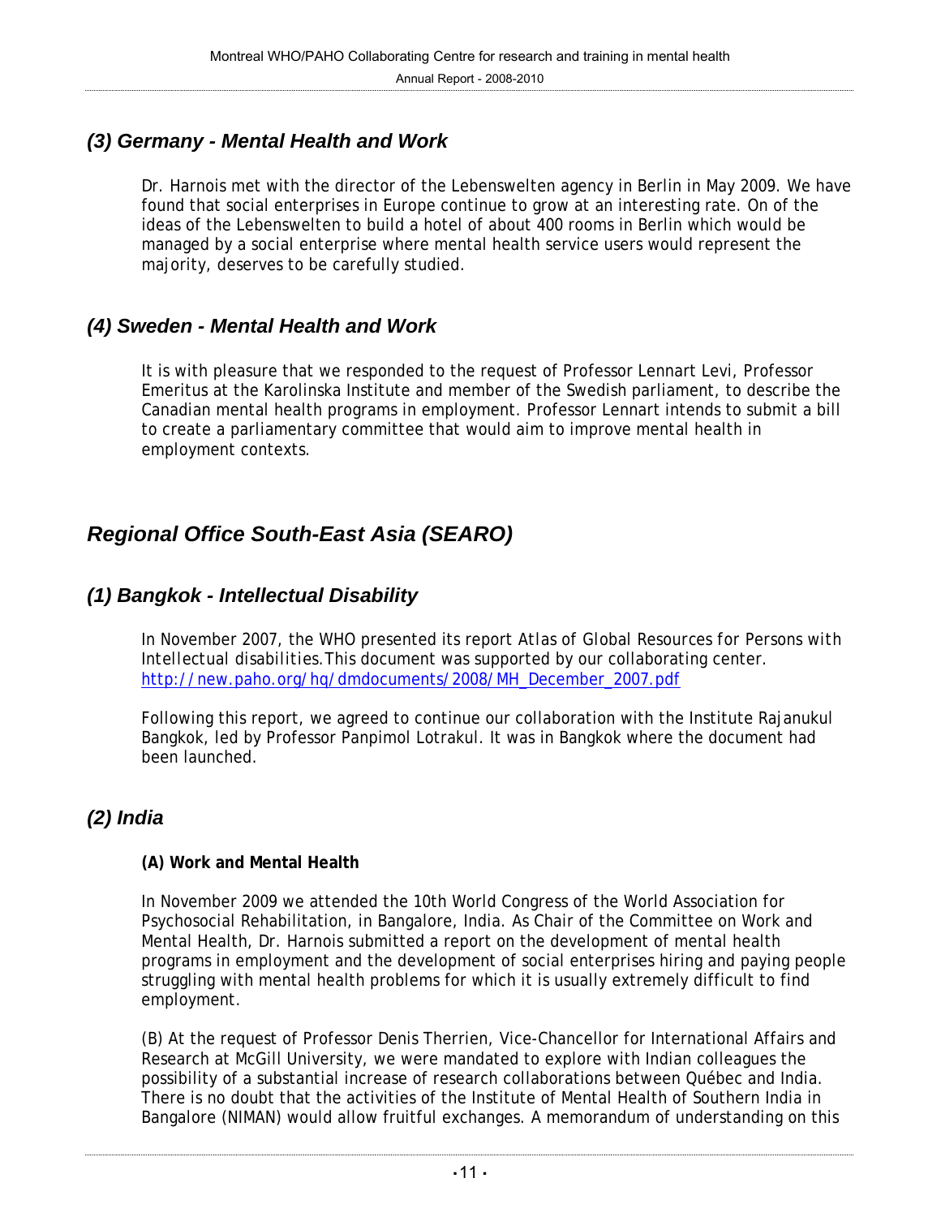### *(3) Germany - Mental Health and Work*

Dr. Harnois met with the director of the Lebenswelten agency in Berlin in May 2009. We have found that social enterprises in Europe continue to grow at an interesting rate. On of the ideas of the Lebenswelten to build a hotel of about 400 rooms in Berlin which would be managed by a social enterprise where mental health service users would represent the majority, deserves to be carefully studied.

### *(4) Sweden - Mental Health and Work*

It is with pleasure that we responded to the request of Professor Lennart Levi, Professor Emeritus at the Karolinska Institute and member of the Swedish parliament, to describe the Canadian mental health programs in employment. Professor Lennart intends to submit a bill to create a parliamentary committee that would aim to improve mental health in employment contexts.

## *Regional Office South-East Asia (SEARO)*

### *(1) Bangkok - Intellectual Disability*

In November 2007, the WHO presented its report *Atlas of Global Resources for Persons with Intellectual disabilities.*This document was supported by our collaborating center. [http://new.paho.org/hq/dmdocuments/2008/MH_December_2007.pdf](http://new.paho.org/hq/dmdocuments/2008/MH_December_2007.pdf)

Following this report, we agreed to continue our collaboration with the Institute Rajanukul Bangkok, led by Professor Panpimol Lotrakul. It was in Bangkok where the document had been launched.

### *(2) India*

**(A) Work and Mental Health**

In November 2009 we attended the 10th World Congress of the World Association for Psychosocial Rehabilitation, in Bangalore, India. As Chair of the Committee on Work and Mental Health, Dr. Harnois submitted a report on the development of mental health programs in employment and the development of social enterprises hiring and paying people struggling with mental health problems for which it is usually extremely difficult to find employment.

(B) At the request of Professor Denis Therrien, Vice-Chancellor for International Affairs and Research at McGill University, we were mandated to explore with Indian colleagues the possibility of a substantial increase of research collaborations between Québec and India. There is no doubt that the activities of the Institute of Mental Health of Southern India in Bangalore (NIMAN) would allow fruitful exchanges. A memorandum of understanding on this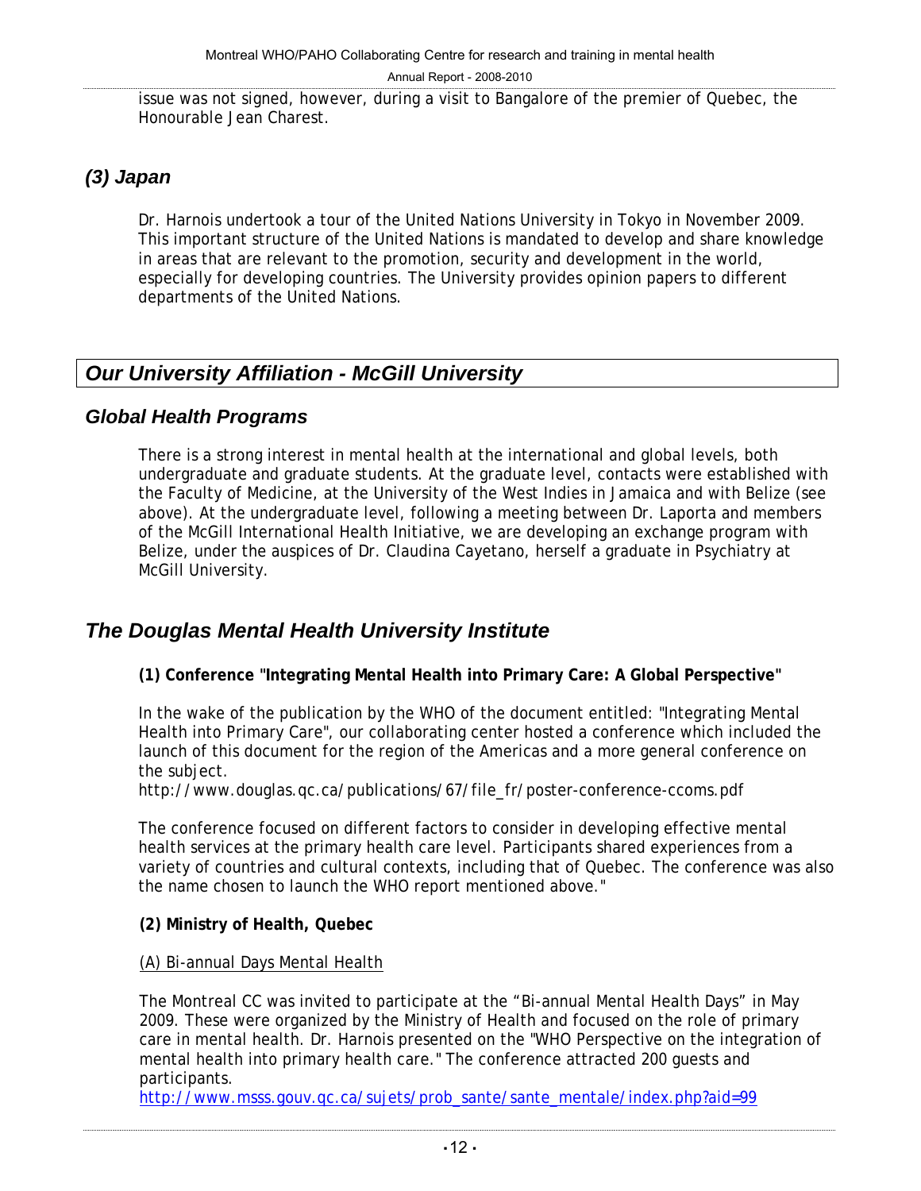issue was not signed, however, during a visit to Bangalore of the premier of Quebec, the Honourable Jean Charest.

### *(3) Japan*

Dr. Harnois undertook a tour of the United Nations University in Tokyo in November 2009. This important structure of the United Nations is mandated to develop and share knowledge in areas that are relevant to the promotion, security and development in the world, especially for developing countries. The University provides opinion papers to different departments of the United Nations.

## *Our University Affiliation - McGill University*

### *Global Health Programs*

There is a strong interest in mental health at the international and global levels, both undergraduate and graduate students. At the graduate level, contacts were established with the Faculty of Medicine, at the University of the West Indies in Jamaica and with Belize (see above). At the undergraduate level, following a meeting between Dr. Laporta and members of the McGill International Health Initiative, we are developing an exchange program with Belize, under the auspices of Dr. Claudina Cayetano, herself a graduate in Psychiatry at McGill University.

## *The Douglas Mental Health University Institute*

**(1) Conference "Integrating Mental Health into Primary Care: A Global Perspective"**

In the wake of the publication by the WHO of the document entitled: "Integrating Mental Health into Primary Care", our collaborating center hosted a conference which included the launch of this document for the region of the Americas and a more general conference on the subject.
http://www.douglas.qc.ca/publications/67/file_fr/poster-conference-ccoms.pdf

The conference focused on different factors to consider in developing effective mental health services at the primary health care level. Participants shared experiences from a variety of countries and cultural contexts, including that of Quebec. The conference was also the name chosen to launch the WHO report mentioned above."

**(2) Ministry of Health, Quebec**

(A) Bi-annual Days Mental Health

The Montreal CC was invited to participate at the "Bi-annual Mental Health Days" in May 2009. These were organized by the Ministry of Health and focused on the role of primary care in mental health. Dr. Harnois presented on the "WHO Perspective on the integration of mental health into primary health care." The conference attracted 200 guests and participants.
http://www.msss.gouv.qc.ca/sujets/prob_sante/sante_mentale/index.php?aid=99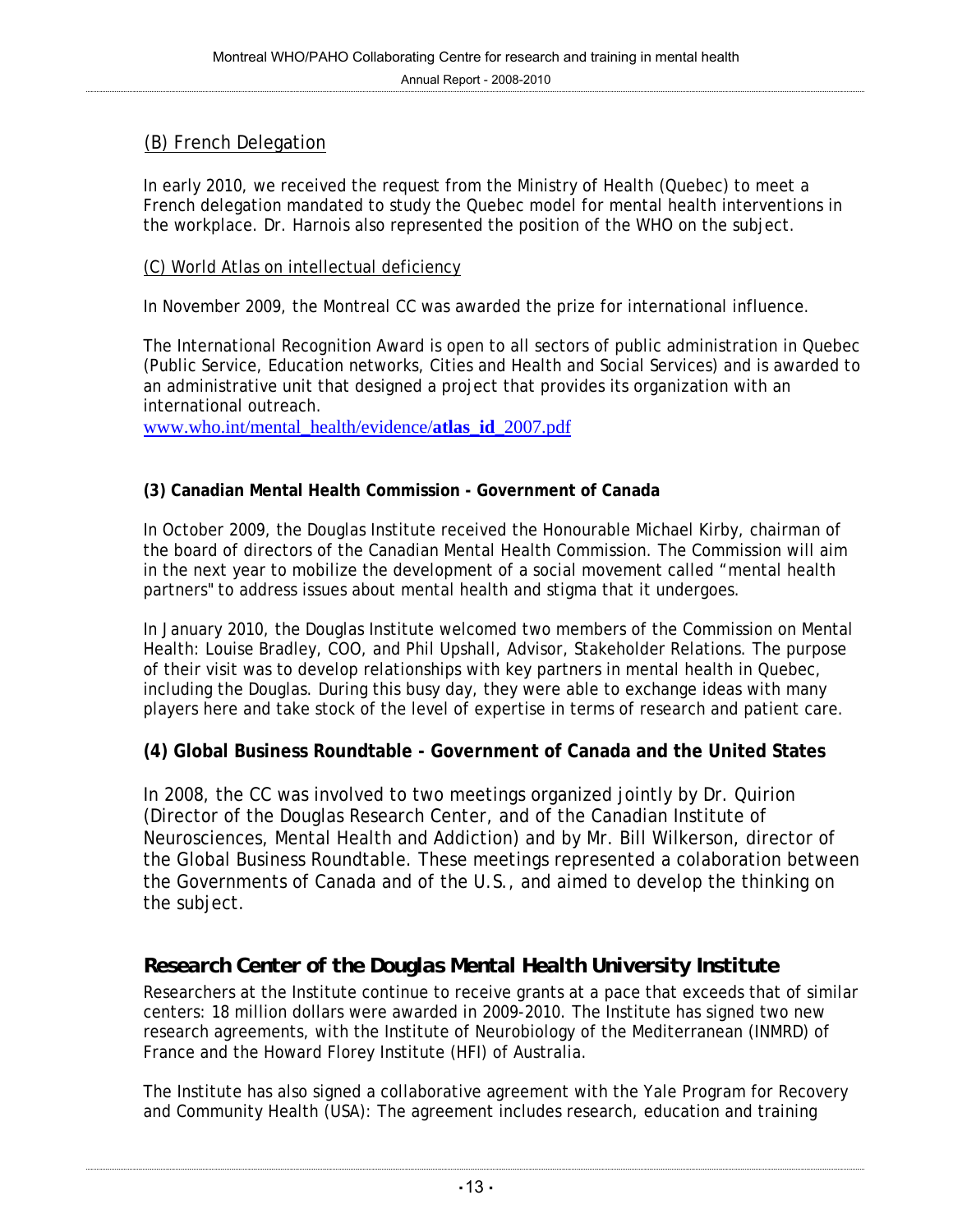(B) French Delegation

In early 2010, we received the request from the Ministry of Health (Quebec) to meet a French delegation mandated to study the Quebec model for mental health interventions in the workplace. Dr. Harnois also represented the position of the WHO on the subject.

(C) World Atlas on intellectual deficiency

In November 2009, the Montreal CC was awarded the prize for international influence.

The International Recognition Award is open to all sectors of public administration in Quebec (Public Service, Education networks, Cities and Health and Social Services) and is awarded to an administrative unit that designed a project that provides its organization with an international outreach.
www.who.int/mental_health/evidence/atlas_id_2007.pdf

**(3) Canadian Mental Health Commission - Government of Canada**

In October 2009, the Douglas Institute received the Honourable Michael Kirby, chairman of the board of directors of the Canadian Mental Health Commission. The Commission will aim in the next year to mobilize the development of a social movement called "mental health partners" to address issues about mental health and stigma that it undergoes.

In January 2010, the Douglas Institute welcomed two members of the Commission on Mental Health: Louise Bradley, COO, and Phil Upshall, Advisor, Stakeholder Relations. The purpose of their visit was to develop relationships with key partners in mental health in Quebec, including the Douglas. During this busy day, they were able to exchange ideas with many players here and take stock of the level of expertise in terms of research and patient care.

**(4) Global Business Roundtable - Government of Canada and the United States**

In 2008, the CC was involved to two meetings organized jointly by Dr. Quirion (Director of the Douglas Research Center, and of the Canadian Institute of Neurosciences, Mental Health and Addiction) and by Mr. Bill Wilkerson, director of the Global Business Roundtable. These meetings represented a colaboration between the Governments of Canada and of the U.S., and aimed to develop the thinking on the subject.

## Research Center of the Douglas Mental Health University Institute

Researchers at the Institute continue to receive grants at a pace that exceeds that of similar centers: 18 million dollars were awarded in 2009-2010. The Institute has signed two new research agreements, with the Institute of Neurobiology of the Mediterranean (INMRD) of France and the Howard Florey Institute (HFI) of Australia.

The Institute has also signed a collaborative agreement with the Yale Program for Recovery and Community Health (USA): The agreement includes research, education and training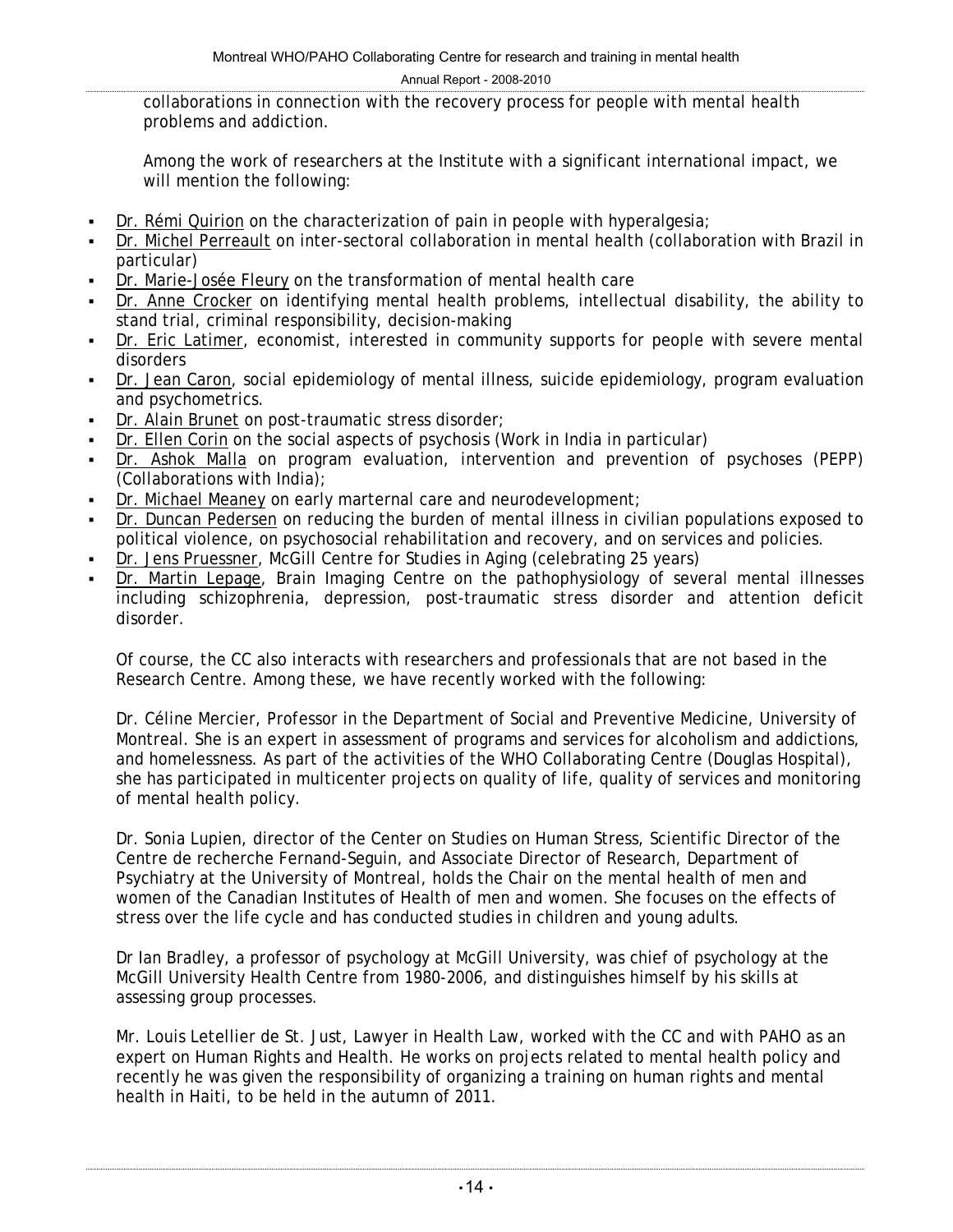collaborations in connection with the recovery process for people with mental health problems and addiction.

Among the work of researchers at the Institute with a significant international impact, we will mention the following:

- Dr. Rémi Quirion on the characterization of pain in people with hyperalgesia;
- Dr. Michel Perreault on inter-sectoral collaboration in mental health (collaboration with Brazil in particular)
- Dr. Marie-Josée Fleury on the transformation of mental health care
- Dr. Anne Crocker on identifying mental health problems, intellectual disability, the ability to stand trial, criminal responsibility, decision-making
- Dr. Eric Latimer, economist, interested in community supports for people with severe mental disorders
- Dr. Jean Caron, social epidemiology of mental illness, suicide epidemiology, program evaluation and psychometrics.
- Dr. Alain Brunet on post-traumatic stress disorder;
- Dr. Ellen Corin on the social aspects of psychosis (Work in India in particular)
- Dr. Ashok Malla on program evaluation, intervention and prevention of psychoses (PEPP) (Collaborations with India);
- Dr. Michael Meaney on early marternal care and neurodevelopment;
- Dr. Duncan Pedersen on reducing the burden of mental illness in civilian populations exposed to political violence, on psychosocial rehabilitation and recovery, and on services and policies.
- Dr. Jens Pruessner, McGill Centre for Studies in Aging (celebrating 25 years)
- Dr. Martin Lepage, Brain Imaging Centre on the pathophysiology of several mental illnesses including schizophrenia, depression, post-traumatic stress disorder and attention deficit disorder.

Of course, the CC also interacts with researchers and professionals that are not based in the Research Centre. Among these, we have recently worked with the following:

Dr. Céline Mercier, Professor in the Department of Social and Preventive Medicine, University of Montreal. She is an expert in assessment of programs and services for alcoholism and addictions, and homelessness. As part of the activities of the WHO Collaborating Centre (Douglas Hospital), she has participated in multicenter projects on quality of life, quality of services and monitoring of mental health policy.

Dr. Sonia Lupien, director of the Center on Studies on Human Stress, Scientific Director of the Centre de recherche Fernand-Seguin, and Associate Director of Research, Department of Psychiatry at the University of Montreal, holds the Chair on the mental health of men and women of the Canadian Institutes of Health of men and women. She focuses on the effects of stress over the life cycle and has conducted studies in children and young adults.

Dr Ian Bradley, a professor of psychology at McGill University, was chief of psychology at the McGill University Health Centre from 1980-2006, and distinguishes himself by his skills at assessing group processes.

Mr. Louis Letellier de St. Just, Lawyer in Health Law, worked with the CC and with PAHO as an expert on Human Rights and Health. He works on projects related to mental health policy and recently he was given the responsibility of organizing a training on human rights and mental health in Haiti, to be held in the autumn of 2011.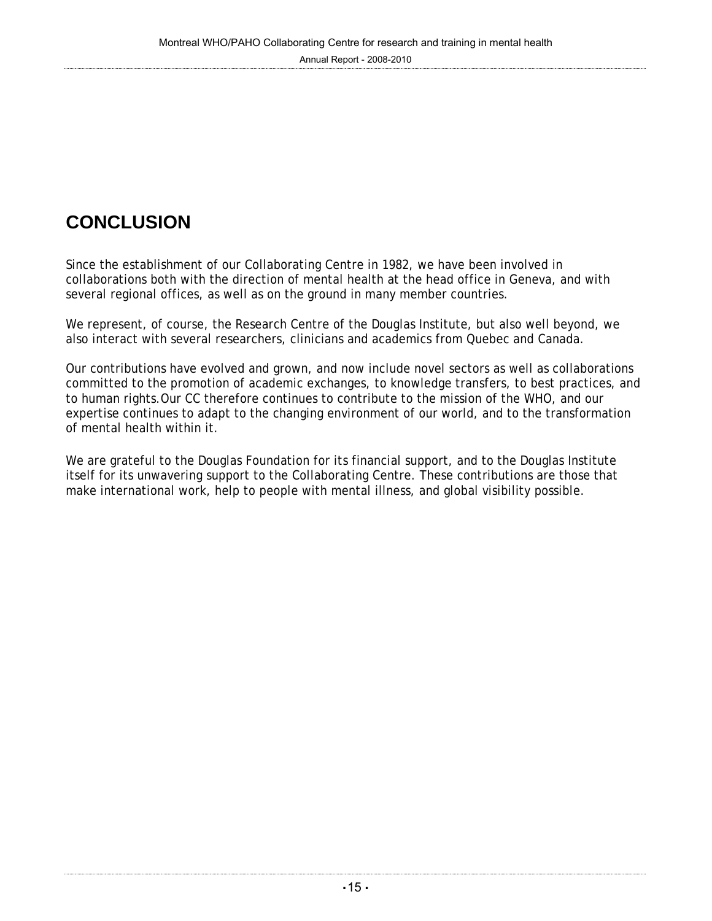# CONCLUSION

Since the establishment of our Collaborating Centre in 1982, we have been involved in collaborations both with the direction of mental health at the head office in Geneva, and with several regional offices, as well as on the ground in many member countries.

We represent, of course, the Research Centre of the Douglas Institute, but also well beyond, we also interact with several researchers, clinicians and academics from Quebec and Canada.

Our contributions have evolved and grown, and now include novel sectors as well as collaborations committed to the promotion of academic exchanges, to knowledge transfers, to best practices, and to human rights.Our CC therefore continues to contribute to the mission of the WHO, and our expertise continues to adapt to the changing environment of our world, and to the transformation of mental health within it.

We are grateful to the Douglas Foundation for its financial support, and to the Douglas Institute itself for its unwavering support to the Collaborating Centre. These contributions are those that make international work, help to people with mental illness, and global visibility possible.